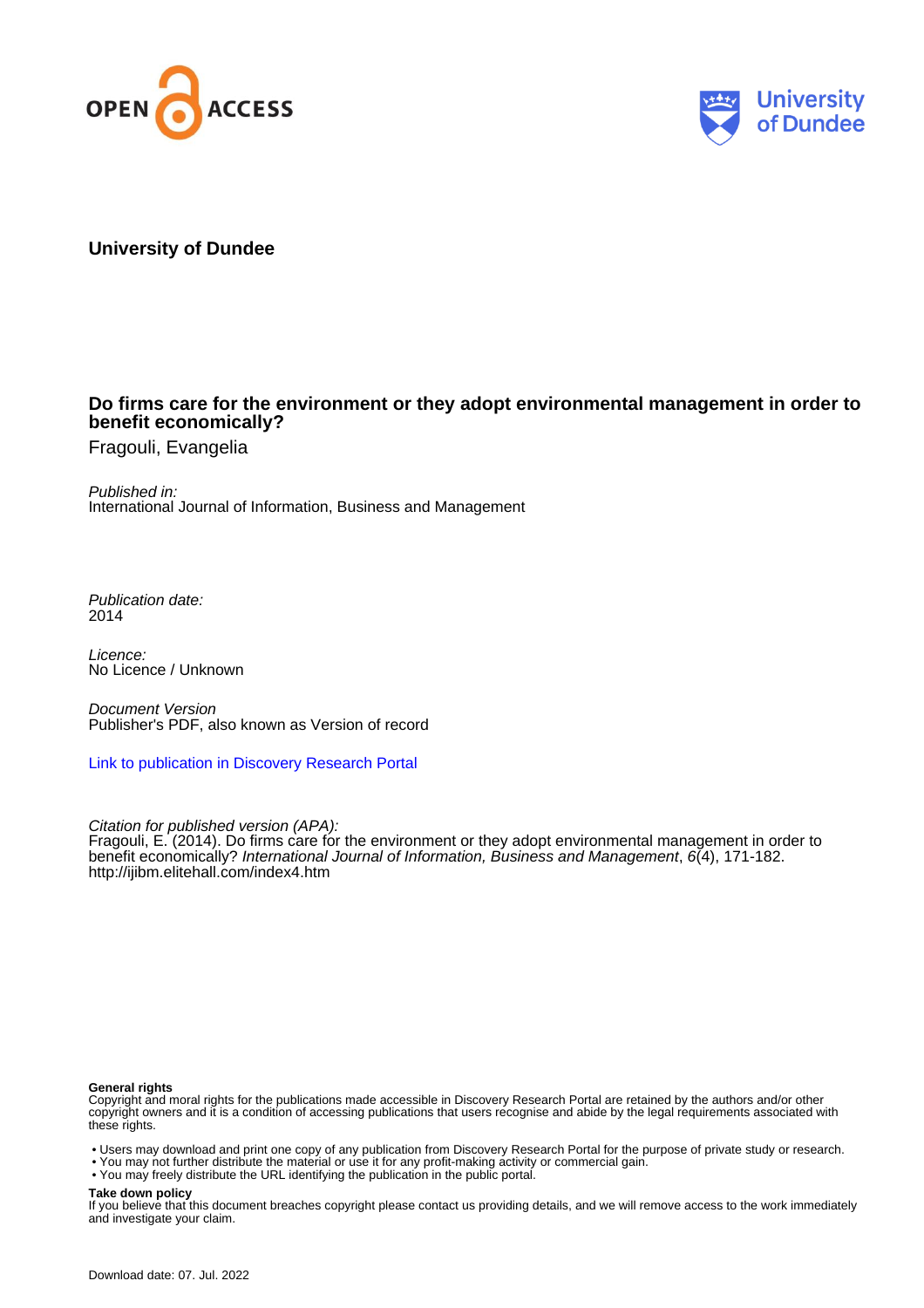**University of Dundee**

**Do firms care for the environment or they adopt environmental management in order to benefit economically?**

Fragouli, Evangelia

*Published in:*
International Journal of Information, Business and Management

*Publication date:*
2014

*Licence:*
No Licence / Unknown

*Document Version*
Publisher's PDF, also known as Version of record

[Link to publication in Discovery Research Portal](#)

*Citation for published version (APA):*
Fragouli, E. (2014). Do firms care for the environment or they adopt environmental management in order to benefit economically? *International Journal of Information, Business and Management*, *6*(4), 171-182. http://ijibm.elitehall.com/index4.htm

**General rights**
Copyright and moral rights for the publications made accessible in Discovery Research Portal are retained by the authors and/or other copyright owners and it is a condition of accessing publications that users recognise and abide by the legal requirements associated with these rights.

- Users may download and print one copy of any publication from Discovery Research Portal for the purpose of private study or research.
- You may not further distribute the material or use it for any profit-making activity or commercial gain.
- You may freely distribute the URL identifying the publication in the public portal.

**Take down policy**
If you believe that this document breaches copyright please contact us providing details, and we will remove access to the work immediately and investigate your claim.

Download date: 07. Jul. 2022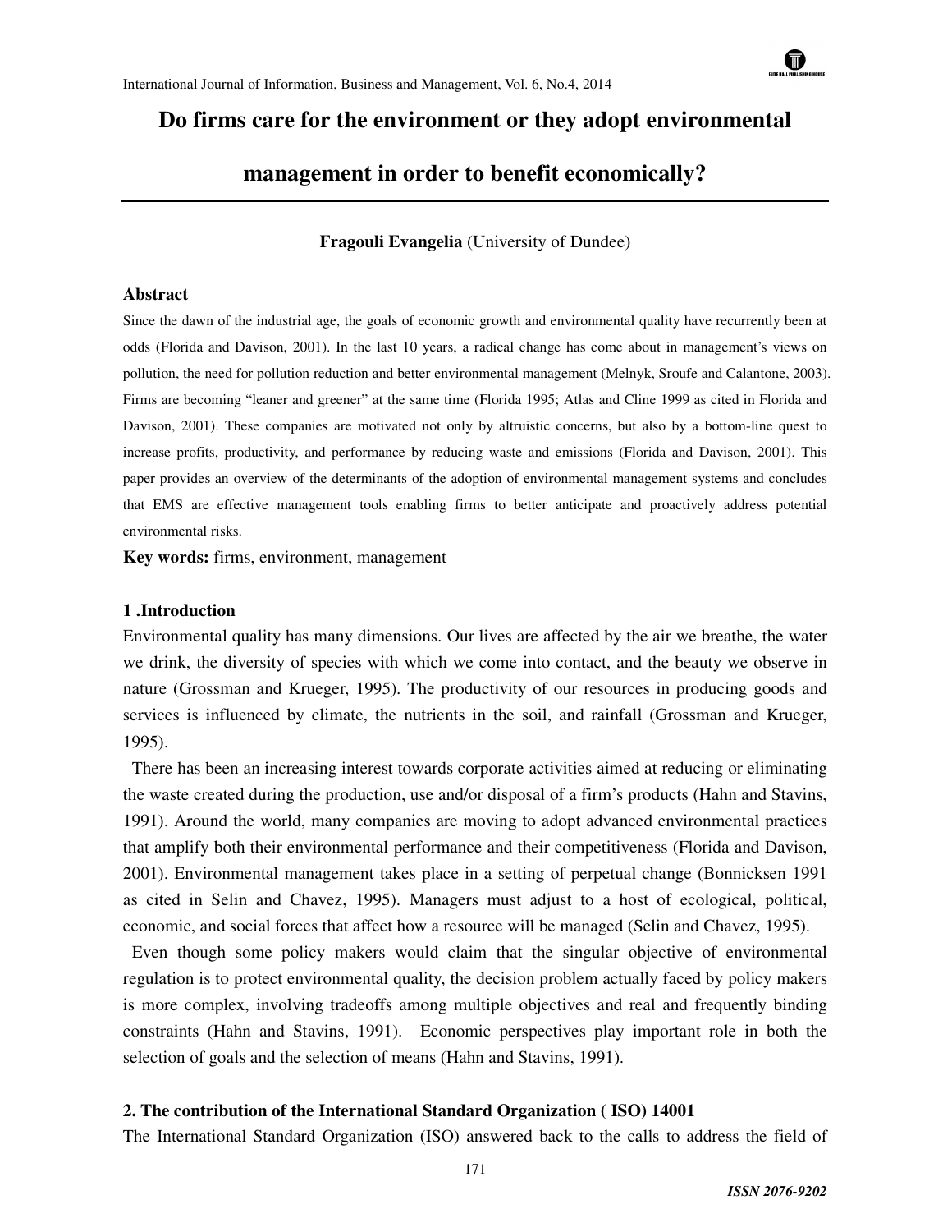# Do firms care for the environment or they adopt environmental management in order to benefit economically?

**Fragouli Evangelia** (University of Dundee)

### Abstract

Since the dawn of the industrial age, the goals of economic growth and environmental quality have recurrently been at odds (Florida and Davison, 2001). In the last 10 years, a radical change has come about in management's views on pollution, the need for pollution reduction and better environmental management (Melnyk, Sroufe and Calantone, 2003). Firms are becoming "leaner and greener" at the same time (Florida 1995; Atlas and Cline 1999 as cited in Florida and Davison, 2001). These companies are motivated not only by altruistic concerns, but also by a bottom-line quest to increase profits, productivity, and performance by reducing waste and emissions (Florida and Davison, 2001). This paper provides an overview of the determinants of the adoption of environmental management systems and concludes that EMS are effective management tools enabling firms to better anticipate and proactively address potential environmental risks.

**Key words:** firms, environment, management

## 1 .Introduction

Environmental quality has many dimensions. Our lives are affected by the air we breathe, the water we drink, the diversity of species with which we come into contact, and the beauty we observe in nature (Grossman and Krueger, 1995). The productivity of our resources in producing goods and services is influenced by climate, the nutrients in the soil, and rainfall (Grossman and Krueger, 1995).

There has been an increasing interest towards corporate activities aimed at reducing or eliminating the waste created during the production, use and/or disposal of a firm's products (Hahn and Stavins, 1991). Around the world, many companies are moving to adopt advanced environmental practices that amplify both their environmental performance and their competitiveness (Florida and Davison, 2001). Environmental management takes place in a setting of perpetual change (Bonnicksen 1991 as cited in Selin and Chavez, 1995). Managers must adjust to a host of ecological, political, economic, and social forces that affect how a resource will be managed (Selin and Chavez, 1995).

Even though some policy makers would claim that the singular objective of environmental regulation is to protect environmental quality, the decision problem actually faced by policy makers is more complex, involving tradeoffs among multiple objectives and real and frequently binding constraints (Hahn and Stavins, 1991). Economic perspectives play important role in both the selection of goals and the selection of means (Hahn and Stavins, 1991).

## 2. The contribution of the International Standard Organization ( ISO) 14001

The International Standard Organization (ISO) answered back to the calls to address the field of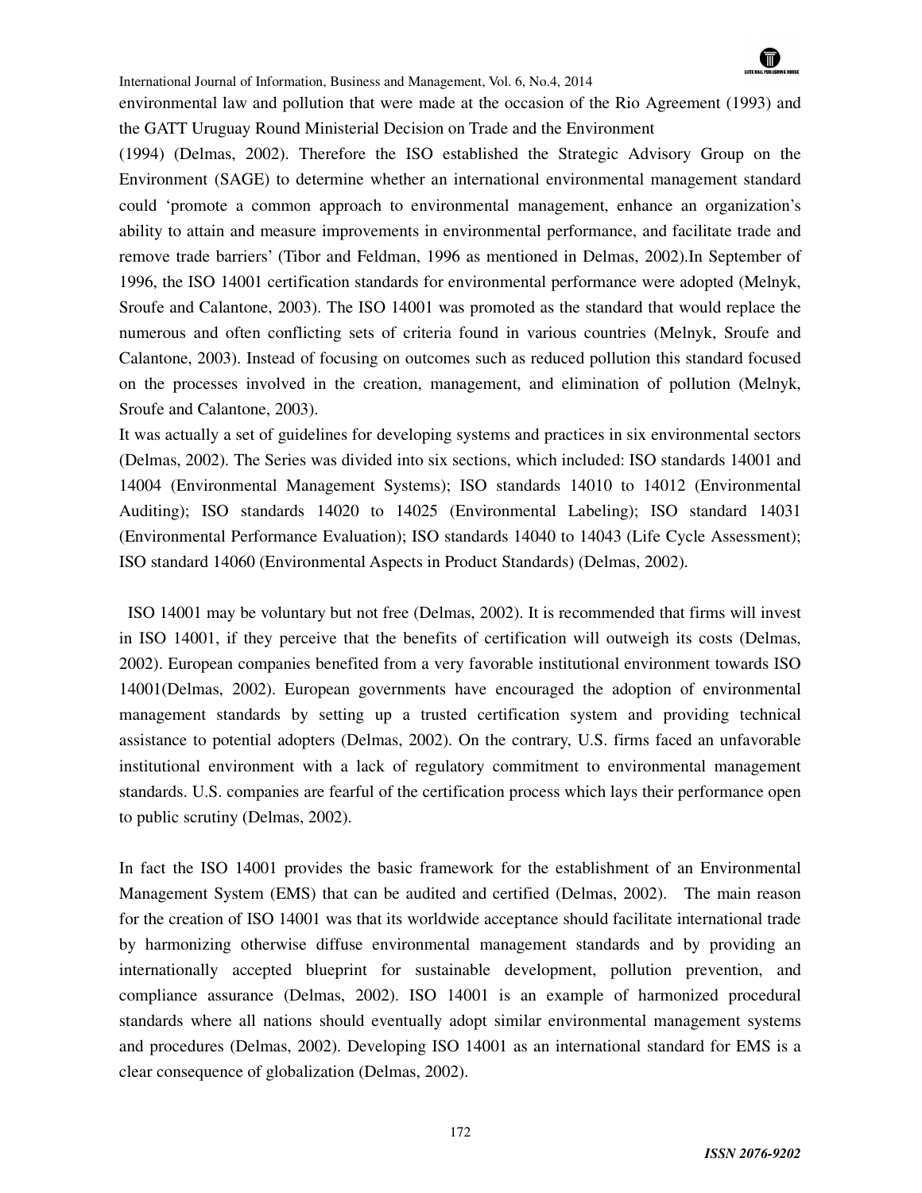environmental law and pollution that were made at the occasion of the Rio Agreement (1993) and the GATT Uruguay Round Ministerial Decision on Trade and the Environment (1994) (Delmas, 2002). Therefore the ISO established the Strategic Advisory Group on the Environment (SAGE) to determine whether an international environmental management standard could 'promote a common approach to environmental management, enhance an organization's ability to attain and measure improvements in environmental performance, and facilitate trade and remove trade barriers' (Tibor and Feldman, 1996 as mentioned in Delmas, 2002).In September of 1996, the ISO 14001 certification standards for environmental performance were adopted (Melnyk, Sroufe and Calantone, 2003). The ISO 14001 was promoted as the standard that would replace the numerous and often conflicting sets of criteria found in various countries (Melnyk, Sroufe and Calantone, 2003). Instead of focusing on outcomes such as reduced pollution this standard focused on the processes involved in the creation, management, and elimination of pollution (Melnyk, Sroufe and Calantone, 2003).

It was actually a set of guidelines for developing systems and practices in six environmental sectors (Delmas, 2002). The Series was divided into six sections, which included: ISO standards 14001 and 14004 (Environmental Management Systems); ISO standards 14010 to 14012 (Environmental Auditing); ISO standards 14020 to 14025 (Environmental Labeling); ISO standard 14031 (Environmental Performance Evaluation); ISO standards 14040 to 14043 (Life Cycle Assessment); ISO standard 14060 (Environmental Aspects in Product Standards) (Delmas, 2002).

ISO 14001 may be voluntary but not free (Delmas, 2002). It is recommended that firms will invest in ISO 14001, if they perceive that the benefits of certification will outweigh its costs (Delmas, 2002). European companies benefited from a very favorable institutional environment towards ISO 14001(Delmas, 2002). European governments have encouraged the adoption of environmental management standards by setting up a trusted certification system and providing technical assistance to potential adopters (Delmas, 2002). On the contrary, U.S. firms faced an unfavorable institutional environment with a lack of regulatory commitment to environmental management standards. U.S. companies are fearful of the certification process which lays their performance open to public scrutiny (Delmas, 2002).

In fact the ISO 14001 provides the basic framework for the establishment of an Environmental Management System (EMS) that can be audited and certified (Delmas, 2002). The main reason for the creation of ISO 14001 was that its worldwide acceptance should facilitate international trade by harmonizing otherwise diffuse environmental management standards and by providing an internationally accepted blueprint for sustainable development, pollution prevention, and compliance assurance (Delmas, 2002). ISO 14001 is an example of harmonized procedural standards where all nations should eventually adopt similar environmental management systems and procedures (Delmas, 2002). Developing ISO 14001 as an international standard for EMS is a clear consequence of globalization (Delmas, 2002).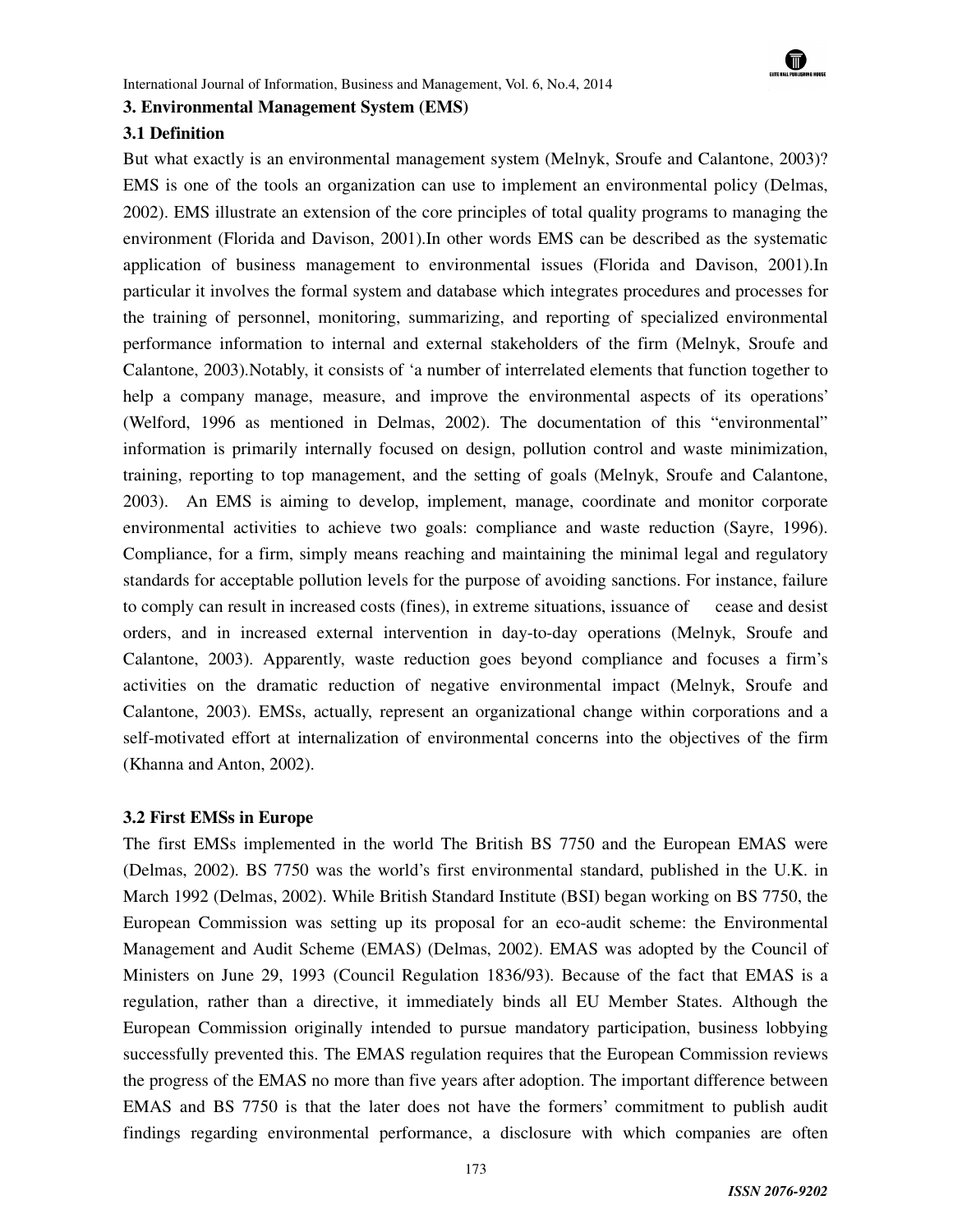### 3. Environmental Management System (EMS)

#### 3.1 Definition

But what exactly is an environmental management system (Melnyk, Sroufe and Calantone, 2003)? EMS is one of the tools an organization can use to implement an environmental policy (Delmas, 2002). EMS illustrate an extension of the core principles of total quality programs to managing the environment (Florida and Davison, 2001).In other words EMS can be described as the systematic application of business management to environmental issues (Florida and Davison, 2001).In particular it involves the formal system and database which integrates procedures and processes for the training of personnel, monitoring, summarizing, and reporting of specialized environmental performance information to internal and external stakeholders of the firm (Melnyk, Sroufe and Calantone, 2003).Notably, it consists of 'a number of interrelated elements that function together to help a company manage, measure, and improve the environmental aspects of its operations' (Welford, 1996 as mentioned in Delmas, 2002). The documentation of this "environmental" information is primarily internally focused on design, pollution control and waste minimization, training, reporting to top management, and the setting of goals (Melnyk, Sroufe and Calantone, 2003). An EMS is aiming to develop, implement, manage, coordinate and monitor corporate environmental activities to achieve two goals: compliance and waste reduction (Sayre, 1996). Compliance, for a firm, simply means reaching and maintaining the minimal legal and regulatory standards for acceptable pollution levels for the purpose of avoiding sanctions. For instance, failure to comply can result in increased costs (fines), in extreme situations, issuance of cease and desist orders, and in increased external intervention in day-to-day operations (Melnyk, Sroufe and Calantone, 2003). Apparently, waste reduction goes beyond compliance and focuses a firm's activities on the dramatic reduction of negative environmental impact (Melnyk, Sroufe and Calantone, 2003). EMSs, actually, represent an organizational change within corporations and a self-motivated effort at internalization of environmental concerns into the objectives of the firm (Khanna and Anton, 2002).

#### 3.2 First EMSs in Europe

The first EMSs implemented in the world The British BS 7750 and the European EMAS were (Delmas, 2002). BS 7750 was the world's first environmental standard, published in the U.K. in March 1992 (Delmas, 2002). While British Standard Institute (BSI) began working on BS 7750, the European Commission was setting up its proposal for an eco-audit scheme: the Environmental Management and Audit Scheme (EMAS) (Delmas, 2002). EMAS was adopted by the Council of Ministers on June 29, 1993 (Council Regulation 1836/93). Because of the fact that EMAS is a regulation, rather than a directive, it immediately binds all EU Member States. Although the European Commission originally intended to pursue mandatory participation, business lobbying successfully prevented this. The EMAS regulation requires that the European Commission reviews the progress of the EMAS no more than five years after adoption. The important difference between EMAS and BS 7750 is that the later does not have the formers' commitment to publish audit findings regarding environmental performance, a disclosure with which companies are often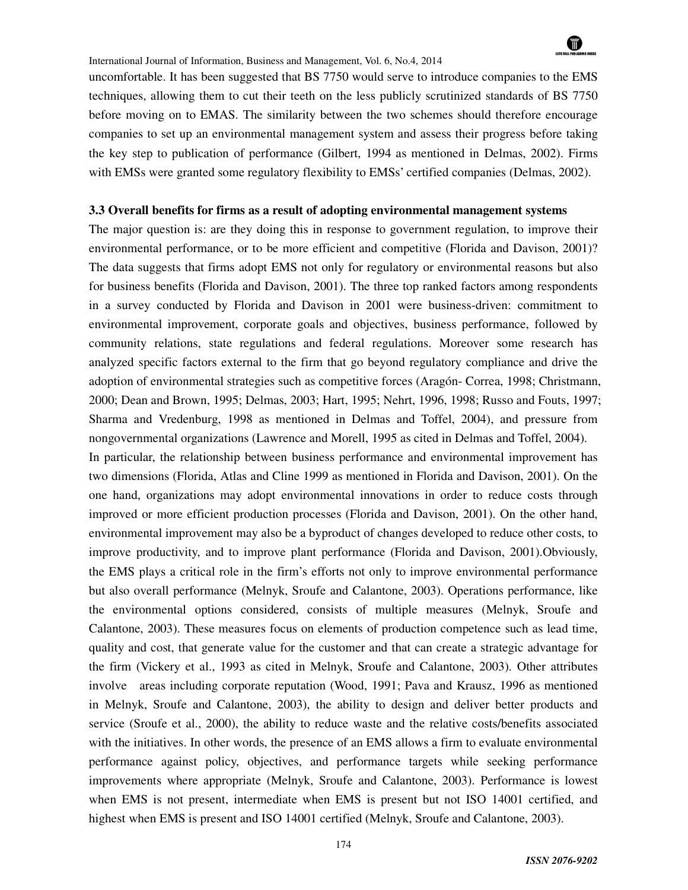uncomfortable. It has been suggested that BS 7750 would serve to introduce companies to the EMS techniques, allowing them to cut their teeth on the less publicly scrutinized standards of BS 7750 before moving on to EMAS. The similarity between the two schemes should therefore encourage companies to set up an environmental management system and assess their progress before taking the key step to publication of performance (Gilbert, 1994 as mentioned in Delmas, 2002). Firms with EMSs were granted some regulatory flexibility to EMSs' certified companies (Delmas, 2002).

### 3.3 Overall benefits for firms as a result of adopting environmental management systems

The major question is: are they doing this in response to government regulation, to improve their environmental performance, or to be more efficient and competitive (Florida and Davison, 2001)? The data suggests that firms adopt EMS not only for regulatory or environmental reasons but also for business benefits (Florida and Davison, 2001). The three top ranked factors among respondents in a survey conducted by Florida and Davison in 2001 were business-driven: commitment to environmental improvement, corporate goals and objectives, business performance, followed by community relations, state regulations and federal regulations. Moreover some research has analyzed specific factors external to the firm that go beyond regulatory compliance and drive the adoption of environmental strategies such as competitive forces (Aragón- Correa, 1998; Christmann, 2000; Dean and Brown, 1995; Delmas, 2003; Hart, 1995; Nehrt, 1996, 1998; Russo and Fouts, 1997; Sharma and Vredenburg, 1998 as mentioned in Delmas and Toffel, 2004), and pressure from nongovernmental organizations (Lawrence and Morell, 1995 as cited in Delmas and Toffel, 2004).

In particular, the relationship between business performance and environmental improvement has two dimensions (Florida, Atlas and Cline 1999 as mentioned in Florida and Davison, 2001). On the one hand, organizations may adopt environmental innovations in order to reduce costs through improved or more efficient production processes (Florida and Davison, 2001). On the other hand, environmental improvement may also be a byproduct of changes developed to reduce other costs, to improve productivity, and to improve plant performance (Florida and Davison, 2001).Obviously, the EMS plays a critical role in the firm's efforts not only to improve environmental performance but also overall performance (Melnyk, Sroufe and Calantone, 2003). Operations performance, like the environmental options considered, consists of multiple measures (Melnyk, Sroufe and Calantone, 2003). These measures focus on elements of production competence such as lead time, quality and cost, that generate value for the customer and that can create a strategic advantage for the firm (Vickery et al., 1993 as cited in Melnyk, Sroufe and Calantone, 2003). Other attributes involve areas including corporate reputation (Wood, 1991; Pava and Krausz, 1996 as mentioned in Melnyk, Sroufe and Calantone, 2003), the ability to design and deliver better products and service (Sroufe et al., 2000), the ability to reduce waste and the relative costs/benefits associated with the initiatives. In other words, the presence of an EMS allows a firm to evaluate environmental performance against policy, objectives, and performance targets while seeking performance improvements where appropriate (Melnyk, Sroufe and Calantone, 2003). Performance is lowest when EMS is not present, intermediate when EMS is present but not ISO 14001 certified, and highest when EMS is present and ISO 14001 certified (Melnyk, Sroufe and Calantone, 2003).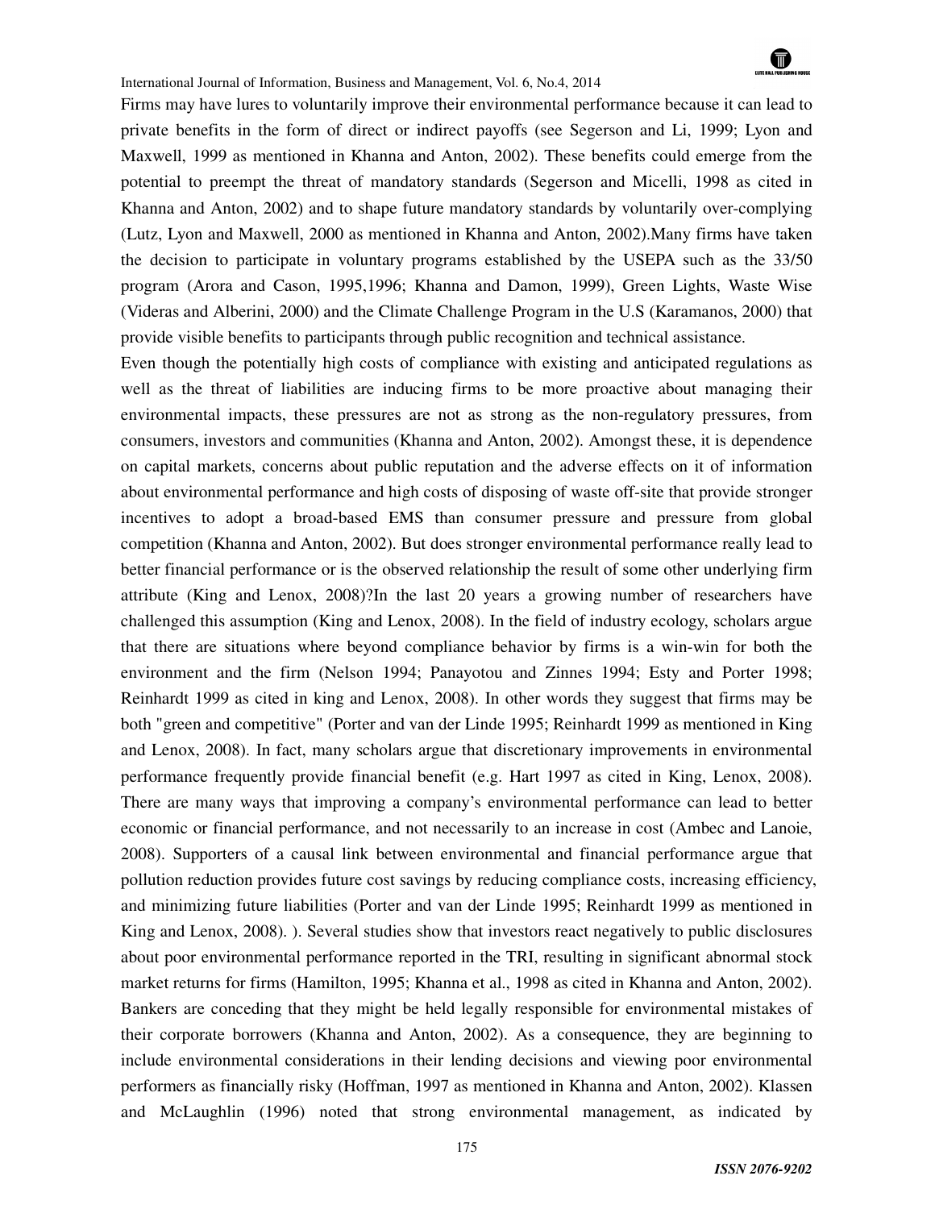Firms may have lures to voluntarily improve their environmental performance because it can lead to private benefits in the form of direct or indirect payoffs (see Segerson and Li, 1999; Lyon and Maxwell, 1999 as mentioned in Khanna and Anton, 2002). These benefits could emerge from the potential to preempt the threat of mandatory standards (Segerson and Micelli, 1998 as cited in Khanna and Anton, 2002) and to shape future mandatory standards by voluntarily over-complying (Lutz, Lyon and Maxwell, 2000 as mentioned in Khanna and Anton, 2002).Many firms have taken the decision to participate in voluntary programs established by the USEPA such as the 33/50 program (Arora and Cason, 1995,1996; Khanna and Damon, 1999), Green Lights, Waste Wise (Videras and Alberini, 2000) and the Climate Challenge Program in the U.S (Karamanos, 2000) that provide visible benefits to participants through public recognition and technical assistance.

Even though the potentially high costs of compliance with existing and anticipated regulations as well as the threat of liabilities are inducing firms to be more proactive about managing their environmental impacts, these pressures are not as strong as the non-regulatory pressures, from consumers, investors and communities (Khanna and Anton, 2002). Amongst these, it is dependence on capital markets, concerns about public reputation and the adverse effects on it of information about environmental performance and high costs of disposing of waste off-site that provide stronger incentives to adopt a broad-based EMS than consumer pressure and pressure from global competition (Khanna and Anton, 2002). But does stronger environmental performance really lead to better financial performance or is the observed relationship the result of some other underlying firm attribute (King and Lenox, 2008)?In the last 20 years a growing number of researchers have challenged this assumption (King and Lenox, 2008). In the field of industry ecology, scholars argue that there are situations where beyond compliance behavior by firms is a win-win for both the environment and the firm (Nelson 1994; Panayotou and Zinnes 1994; Esty and Porter 1998; Reinhardt 1999 as cited in king and Lenox, 2008). In other words they suggest that firms may be both "green and competitive" (Porter and van der Linde 1995; Reinhardt 1999 as mentioned in King and Lenox, 2008). In fact, many scholars argue that discretionary improvements in environmental performance frequently provide financial benefit (e.g. Hart 1997 as cited in King, Lenox, 2008). There are many ways that improving a company's environmental performance can lead to better economic or financial performance, and not necessarily to an increase in cost (Ambec and Lanoie, 2008). Supporters of a causal link between environmental and financial performance argue that pollution reduction provides future cost savings by reducing compliance costs, increasing efficiency, and minimizing future liabilities (Porter and van der Linde 1995; Reinhardt 1999 as mentioned in King and Lenox, 2008). ). Several studies show that investors react negatively to public disclosures about poor environmental performance reported in the TRI, resulting in significant abnormal stock market returns for firms (Hamilton, 1995; Khanna et al., 1998 as cited in Khanna and Anton, 2002). Bankers are conceding that they might be held legally responsible for environmental mistakes of their corporate borrowers (Khanna and Anton, 2002). As a consequence, they are beginning to include environmental considerations in their lending decisions and viewing poor environmental performers as financially risky (Hoffman, 1997 as mentioned in Khanna and Anton, 2002). Klassen and McLaughlin (1996) noted that strong environmental management, as indicated by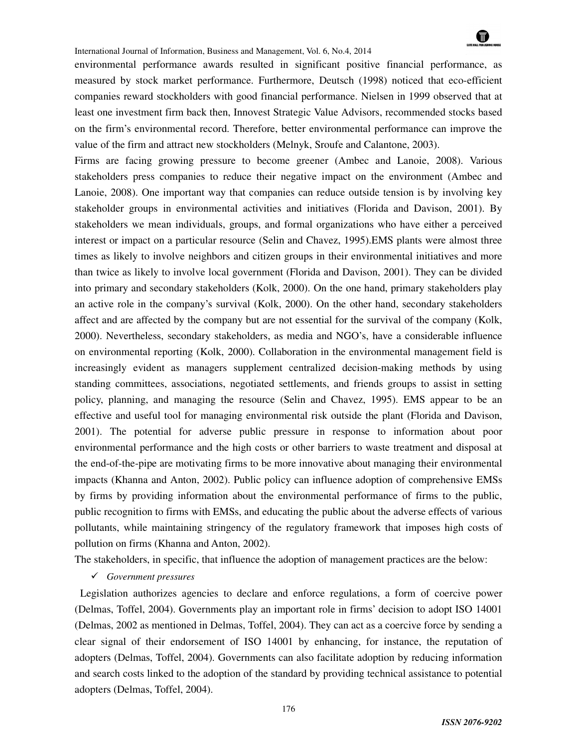environmental performance awards resulted in significant positive financial performance, as measured by stock market performance. Furthermore, Deutsch (1998) noticed that eco-efficient companies reward stockholders with good financial performance. Nielsen in 1999 observed that at least one investment firm back then, Innovest Strategic Value Advisors, recommended stocks based on the firm's environmental record. Therefore, better environmental performance can improve the value of the firm and attract new stockholders (Melnyk, Sroufe and Calantone, 2003).

Firms are facing growing pressure to become greener (Ambec and Lanoie, 2008). Various stakeholders press companies to reduce their negative impact on the environment (Ambec and Lanoie, 2008). One important way that companies can reduce outside tension is by involving key stakeholder groups in environmental activities and initiatives (Florida and Davison, 2001). By stakeholders we mean individuals, groups, and formal organizations who have either a perceived interest or impact on a particular resource (Selin and Chavez, 1995).EMS plants were almost three times as likely to involve neighbors and citizen groups in their environmental initiatives and more than twice as likely to involve local government (Florida and Davison, 2001). They can be divided into primary and secondary stakeholders (Kolk, 2000). On the one hand, primary stakeholders play an active role in the company's survival (Kolk, 2000). On the other hand, secondary stakeholders affect and are affected by the company but are not essential for the survival of the company (Kolk, 2000). Nevertheless, secondary stakeholders, as media and NGO's, have a considerable influence on environmental reporting (Kolk, 2000). Collaboration in the environmental management field is increasingly evident as managers supplement centralized decision-making methods by using standing committees, associations, negotiated settlements, and friends groups to assist in setting policy, planning, and managing the resource (Selin and Chavez, 1995). EMS appear to be an effective and useful tool for managing environmental risk outside the plant (Florida and Davison, 2001). The potential for adverse public pressure in response to information about poor environmental performance and the high costs or other barriers to waste treatment and disposal at the end-of-the-pipe are motivating firms to be more innovative about managing their environmental impacts (Khanna and Anton, 2002). Public policy can influence adoption of comprehensive EMSs by firms by providing information about the environmental performance of firms to the public, public recognition to firms with EMSs, and educating the public about the adverse effects of various pollutants, while maintaining stringency of the regulatory framework that imposes high costs of pollution on firms (Khanna and Anton, 2002).

The stakeholders, in specific, that influence the adoption of management practices are the below:

- ✓ *Government pressures*

Legislation authorizes agencies to declare and enforce regulations, a form of coercive power (Delmas, Toffel, 2004). Governments play an important role in firms' decision to adopt ISO 14001 (Delmas, 2002 as mentioned in Delmas, Toffel, 2004). They can act as a coercive force by sending a clear signal of their endorsement of ISO 14001 by enhancing, for instance, the reputation of adopters (Delmas, Toffel, 2004). Governments can also facilitate adoption by reducing information and search costs linked to the adoption of the standard by providing technical assistance to potential adopters (Delmas, Toffel, 2004).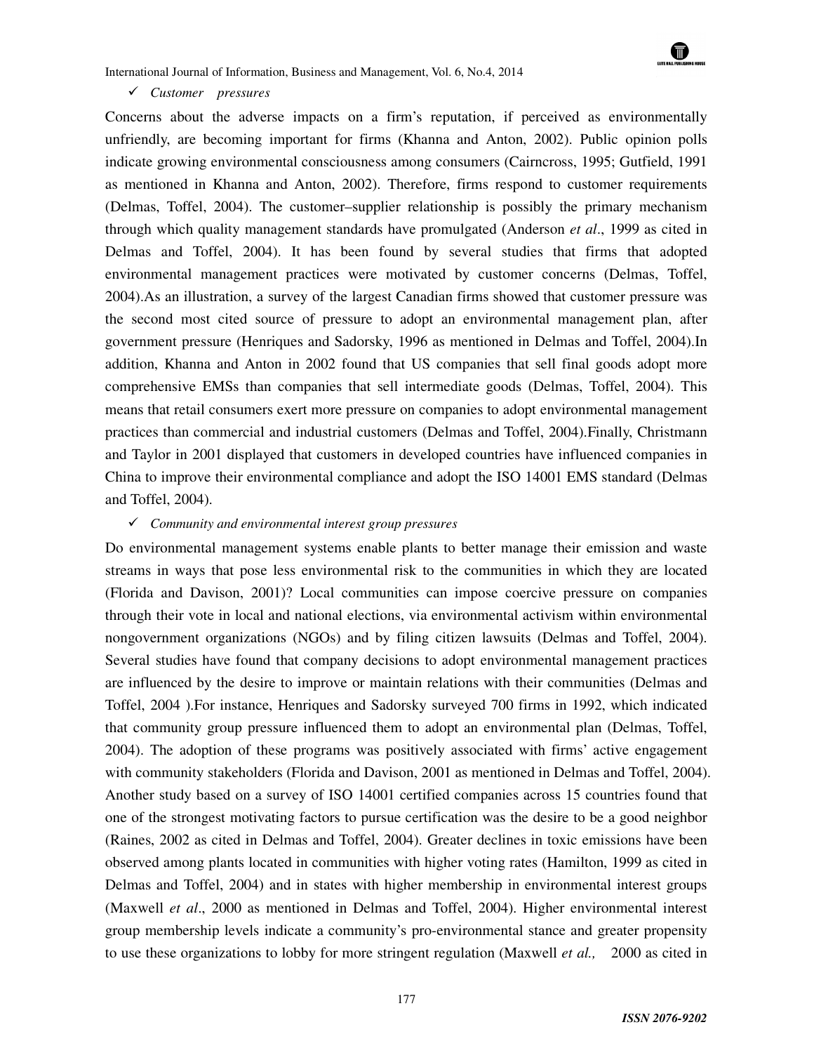- ✓ *Customer pressures*

Concerns about the adverse impacts on a firm's reputation, if perceived as environmentally unfriendly, are becoming important for firms (Khanna and Anton, 2002). Public opinion polls indicate growing environmental consciousness among consumers (Cairncross, 1995; Gutfield, 1991 as mentioned in Khanna and Anton, 2002). Therefore, firms respond to customer requirements (Delmas, Toffel, 2004). The customer–supplier relationship is possibly the primary mechanism through which quality management standards have promulgated (Anderson *et al*., 1999 as cited in Delmas and Toffel, 2004). It has been found by several studies that firms that adopted environmental management practices were motivated by customer concerns (Delmas, Toffel, 2004).As an illustration, a survey of the largest Canadian firms showed that customer pressure was the second most cited source of pressure to adopt an environmental management plan, after government pressure (Henriques and Sadorsky, 1996 as mentioned in Delmas and Toffel, 2004).In addition, Khanna and Anton in 2002 found that US companies that sell final goods adopt more comprehensive EMSs than companies that sell intermediate goods (Delmas, Toffel, 2004). This means that retail consumers exert more pressure on companies to adopt environmental management practices than commercial and industrial customers (Delmas and Toffel, 2004).Finally, Christmann and Taylor in 2001 displayed that customers in developed countries have influenced companies in China to improve their environmental compliance and adopt the ISO 14001 EMS standard (Delmas and Toffel, 2004).

- ✓ *Community and environmental interest group pressures*

Do environmental management systems enable plants to better manage their emission and waste streams in ways that pose less environmental risk to the communities in which they are located (Florida and Davison, 2001)? Local communities can impose coercive pressure on companies through their vote in local and national elections, via environmental activism within environmental nongovernment organizations (NGOs) and by filing citizen lawsuits (Delmas and Toffel, 2004). Several studies have found that company decisions to adopt environmental management practices are influenced by the desire to improve or maintain relations with their communities (Delmas and Toffel, 2004 ).For instance, Henriques and Sadorsky surveyed 700 firms in 1992, which indicated that community group pressure influenced them to adopt an environmental plan (Delmas, Toffel, 2004). The adoption of these programs was positively associated with firms' active engagement with community stakeholders (Florida and Davison, 2001 as mentioned in Delmas and Toffel, 2004). Another study based on a survey of ISO 14001 certified companies across 15 countries found that one of the strongest motivating factors to pursue certification was the desire to be a good neighbor (Raines, 2002 as cited in Delmas and Toffel, 2004). Greater declines in toxic emissions have been observed among plants located in communities with higher voting rates (Hamilton, 1999 as cited in Delmas and Toffel, 2004) and in states with higher membership in environmental interest groups (Maxwell *et al*., 2000 as mentioned in Delmas and Toffel, 2004). Higher environmental interest group membership levels indicate a community's pro-environmental stance and greater propensity to use these organizations to lobby for more stringent regulation (Maxwell *et al.,* 2000 as cited in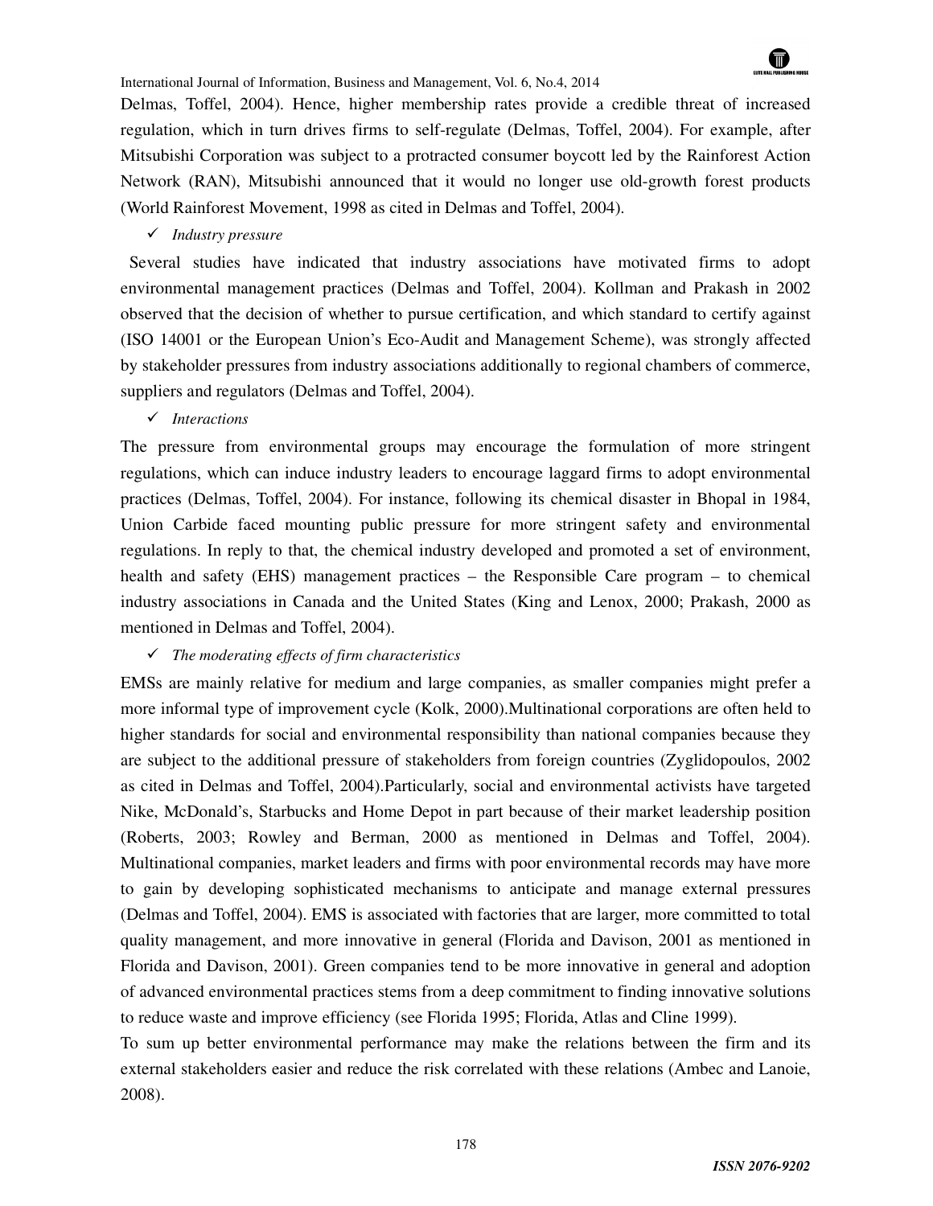Delmas, Toffel, 2004). Hence, higher membership rates provide a credible threat of increased regulation, which in turn drives firms to self-regulate (Delmas, Toffel, 2004). For example, after Mitsubishi Corporation was subject to a protracted consumer boycott led by the Rainforest Action Network (RAN), Mitsubishi announced that it would no longer use old-growth forest products (World Rainforest Movement, 1998 as cited in Delmas and Toffel, 2004).

✓ *Industry pressure*

Several studies have indicated that industry associations have motivated firms to adopt environmental management practices (Delmas and Toffel, 2004). Kollman and Prakash in 2002 observed that the decision of whether to pursue certification, and which standard to certify against (ISO 14001 or the European Union's Eco-Audit and Management Scheme), was strongly affected by stakeholder pressures from industry associations additionally to regional chambers of commerce, suppliers and regulators (Delmas and Toffel, 2004).

✓ *Interactions*

The pressure from environmental groups may encourage the formulation of more stringent regulations, which can induce industry leaders to encourage laggard firms to adopt environmental practices (Delmas, Toffel, 2004). For instance, following its chemical disaster in Bhopal in 1984, Union Carbide faced mounting public pressure for more stringent safety and environmental regulations. In reply to that, the chemical industry developed and promoted a set of environment, health and safety (EHS) management practices – the Responsible Care program – to chemical industry associations in Canada and the United States (King and Lenox, 2000; Prakash, 2000 as mentioned in Delmas and Toffel, 2004).

✓ *The moderating effects of firm characteristics*

EMSs are mainly relative for medium and large companies, as smaller companies might prefer a more informal type of improvement cycle (Kolk, 2000).Multinational corporations are often held to higher standards for social and environmental responsibility than national companies because they are subject to the additional pressure of stakeholders from foreign countries (Zyglidopoulos, 2002 as cited in Delmas and Toffel, 2004).Particularly, social and environmental activists have targeted Nike, McDonald's, Starbucks and Home Depot in part because of their market leadership position (Roberts, 2003; Rowley and Berman, 2000 as mentioned in Delmas and Toffel, 2004). Multinational companies, market leaders and firms with poor environmental records may have more to gain by developing sophisticated mechanisms to anticipate and manage external pressures (Delmas and Toffel, 2004). EMS is associated with factories that are larger, more committed to total quality management, and more innovative in general (Florida and Davison, 2001 as mentioned in Florida and Davison, 2001). Green companies tend to be more innovative in general and adoption of advanced environmental practices stems from a deep commitment to finding innovative solutions to reduce waste and improve efficiency (see Florida 1995; Florida, Atlas and Cline 1999).

To sum up better environmental performance may make the relations between the firm and its external stakeholders easier and reduce the risk correlated with these relations (Ambec and Lanoie, 2008).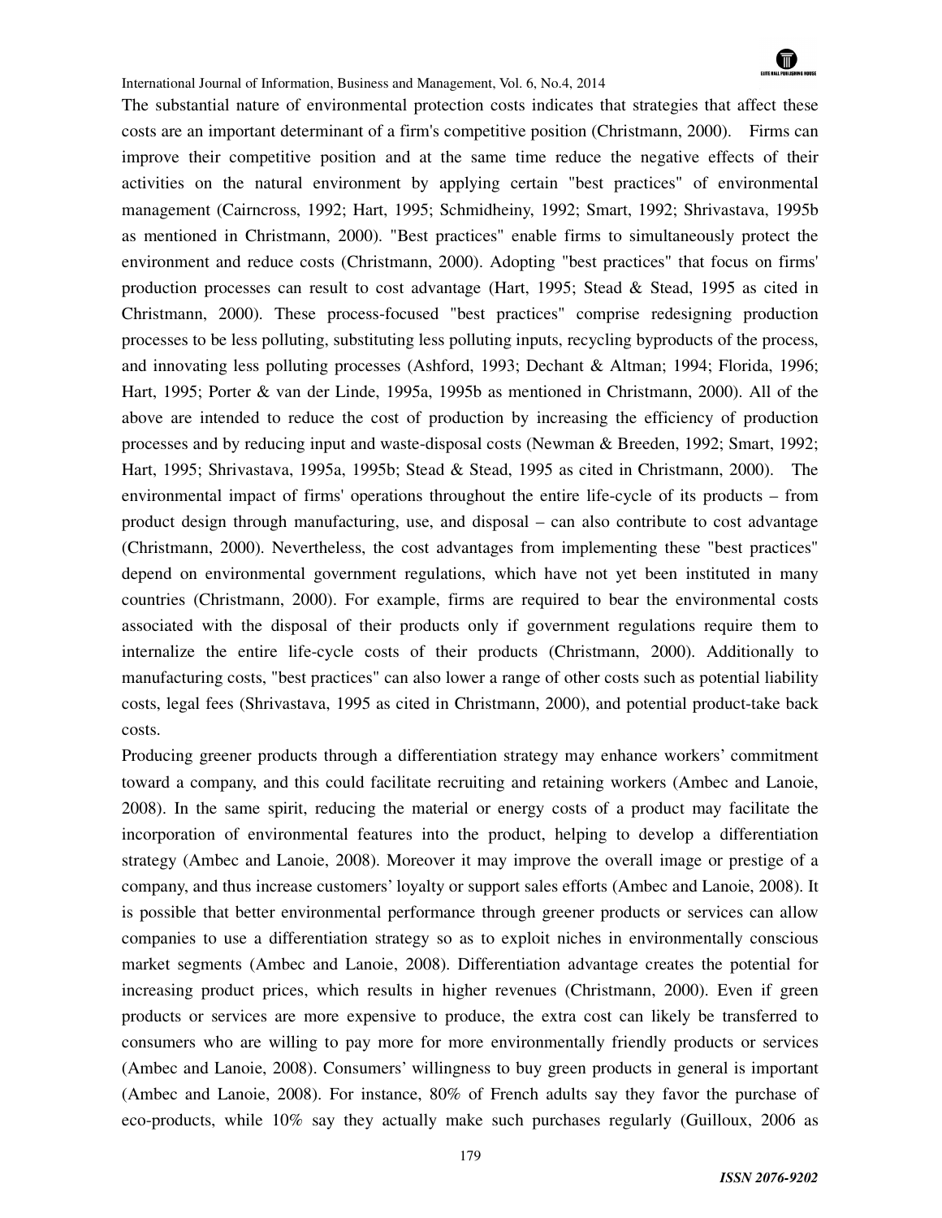The substantial nature of environmental protection costs indicates that strategies that affect these costs are an important determinant of a firm's competitive position (Christmann, 2000). Firms can improve their competitive position and at the same time reduce the negative effects of their activities on the natural environment by applying certain "best practices" of environmental management (Cairncross, 1992; Hart, 1995; Schmidheiny, 1992; Smart, 1992; Shrivastava, 1995b as mentioned in Christmann, 2000). "Best practices" enable firms to simultaneously protect the environment and reduce costs (Christmann, 2000). Adopting "best practices" that focus on firms' production processes can result to cost advantage (Hart, 1995; Stead & Stead, 1995 as cited in Christmann, 2000). These process-focused "best practices" comprise redesigning production processes to be less polluting, substituting less polluting inputs, recycling byproducts of the process, and innovating less polluting processes (Ashford, 1993; Dechant & Altman; 1994; Florida, 1996; Hart, 1995; Porter & van der Linde, 1995a, 1995b as mentioned in Christmann, 2000). All of the above are intended to reduce the cost of production by increasing the efficiency of production processes and by reducing input and waste-disposal costs (Newman & Breeden, 1992; Smart, 1992; Hart, 1995; Shrivastava, 1995a, 1995b; Stead & Stead, 1995 as cited in Christmann, 2000). The environmental impact of firms' operations throughout the entire life-cycle of its products – from product design through manufacturing, use, and disposal – can also contribute to cost advantage (Christmann, 2000). Nevertheless, the cost advantages from implementing these "best practices" depend on environmental government regulations, which have not yet been instituted in many countries (Christmann, 2000). For example, firms are required to bear the environmental costs associated with the disposal of their products only if government regulations require them to internalize the entire life-cycle costs of their products (Christmann, 2000). Additionally to manufacturing costs, "best practices" can also lower a range of other costs such as potential liability costs, legal fees (Shrivastava, 1995 as cited in Christmann, 2000), and potential product-take back costs.

Producing greener products through a differentiation strategy may enhance workers' commitment toward a company, and this could facilitate recruiting and retaining workers (Ambec and Lanoie, 2008). In the same spirit, reducing the material or energy costs of a product may facilitate the incorporation of environmental features into the product, helping to develop a differentiation strategy (Ambec and Lanoie, 2008). Moreover it may improve the overall image or prestige of a company, and thus increase customers' loyalty or support sales efforts (Ambec and Lanoie, 2008). It is possible that better environmental performance through greener products or services can allow companies to use a differentiation strategy so as to exploit niches in environmentally conscious market segments (Ambec and Lanoie, 2008). Differentiation advantage creates the potential for increasing product prices, which results in higher revenues (Christmann, 2000). Even if green products or services are more expensive to produce, the extra cost can likely be transferred to consumers who are willing to pay more for more environmentally friendly products or services (Ambec and Lanoie, 2008). Consumers' willingness to buy green products in general is important (Ambec and Lanoie, 2008). For instance, 80% of French adults say they favor the purchase of eco-products, while 10% say they actually make such purchases regularly (Guilloux, 2006 as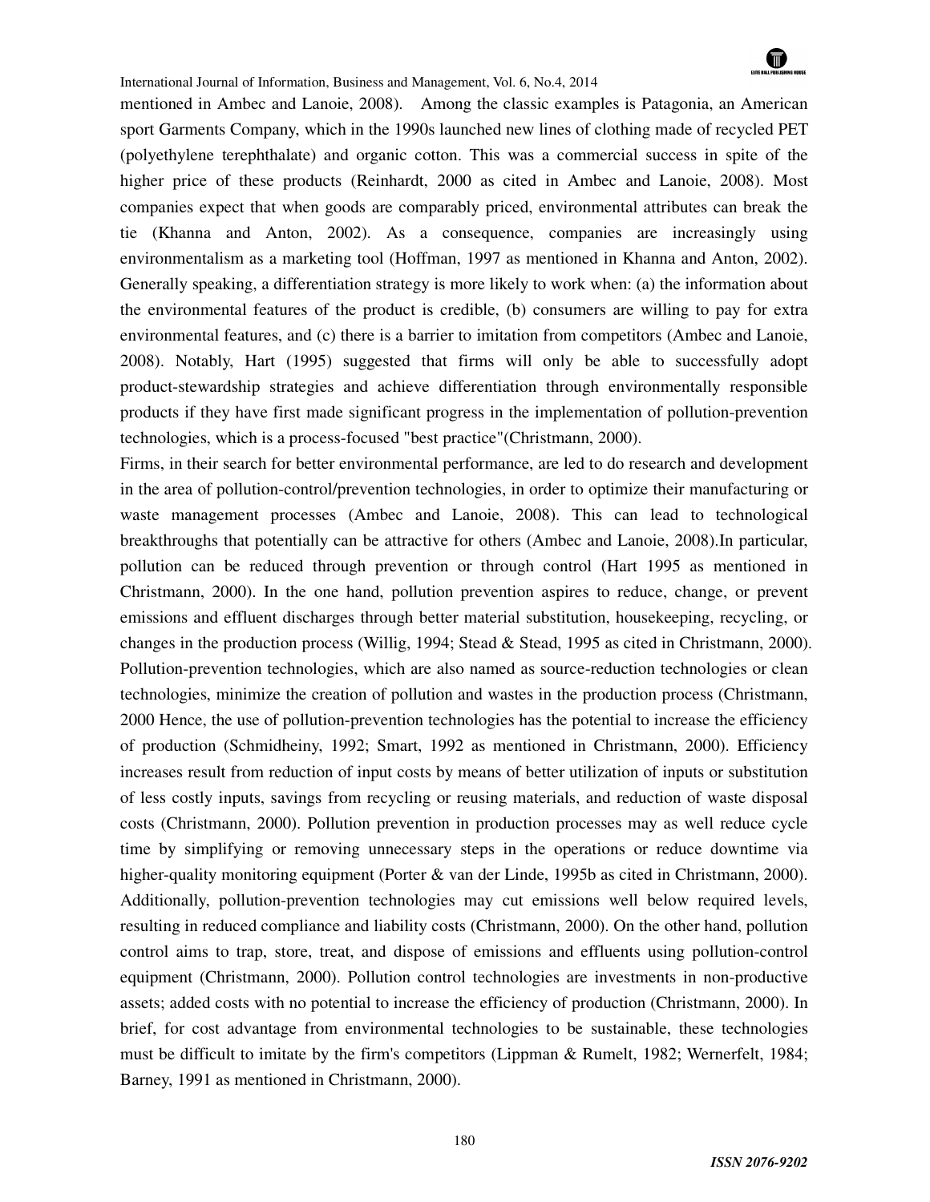mentioned in Ambec and Lanoie, 2008). Among the classic examples is Patagonia, an American sport Garments Company, which in the 1990s launched new lines of clothing made of recycled PET (polyethylene terephthalate) and organic cotton. This was a commercial success in spite of the higher price of these products (Reinhardt, 2000 as cited in Ambec and Lanoie, 2008). Most companies expect that when goods are comparably priced, environmental attributes can break the tie (Khanna and Anton, 2002). As a consequence, companies are increasingly using environmentalism as a marketing tool (Hoffman, 1997 as mentioned in Khanna and Anton, 2002). Generally speaking, a differentiation strategy is more likely to work when: (a) the information about the environmental features of the product is credible, (b) consumers are willing to pay for extra environmental features, and (c) there is a barrier to imitation from competitors (Ambec and Lanoie, 2008). Notably, Hart (1995) suggested that firms will only be able to successfully adopt product-stewardship strategies and achieve differentiation through environmentally responsible products if they have first made significant progress in the implementation of pollution-prevention technologies, which is a process-focused "best practice"(Christmann, 2000).

Firms, in their search for better environmental performance, are led to do research and development in the area of pollution-control/prevention technologies, in order to optimize their manufacturing or waste management processes (Ambec and Lanoie, 2008). This can lead to technological breakthroughs that potentially can be attractive for others (Ambec and Lanoie, 2008).In particular, pollution can be reduced through prevention or through control (Hart 1995 as mentioned in Christmann, 2000). In the one hand, pollution prevention aspires to reduce, change, or prevent emissions and effluent discharges through better material substitution, housekeeping, recycling, or changes in the production process (Willig, 1994; Stead & Stead, 1995 as cited in Christmann, 2000). Pollution-prevention technologies, which are also named as source-reduction technologies or clean technologies, minimize the creation of pollution and wastes in the production process (Christmann, 2000 Hence, the use of pollution-prevention technologies has the potential to increase the efficiency of production (Schmidheiny, 1992; Smart, 1992 as mentioned in Christmann, 2000). Efficiency increases result from reduction of input costs by means of better utilization of inputs or substitution of less costly inputs, savings from recycling or reusing materials, and reduction of waste disposal costs (Christmann, 2000). Pollution prevention in production processes may as well reduce cycle time by simplifying or removing unnecessary steps in the operations or reduce downtime via higher-quality monitoring equipment (Porter & van der Linde, 1995b as cited in Christmann, 2000). Additionally, pollution-prevention technologies may cut emissions well below required levels, resulting in reduced compliance and liability costs (Christmann, 2000). On the other hand, pollution control aims to trap, store, treat, and dispose of emissions and effluents using pollution-control equipment (Christmann, 2000). Pollution control technologies are investments in non-productive assets; added costs with no potential to increase the efficiency of production (Christmann, 2000). In brief, for cost advantage from environmental technologies to be sustainable, these technologies must be difficult to imitate by the firm's competitors (Lippman & Rumelt, 1982; Wernerfelt, 1984; Barney, 1991 as mentioned in Christmann, 2000).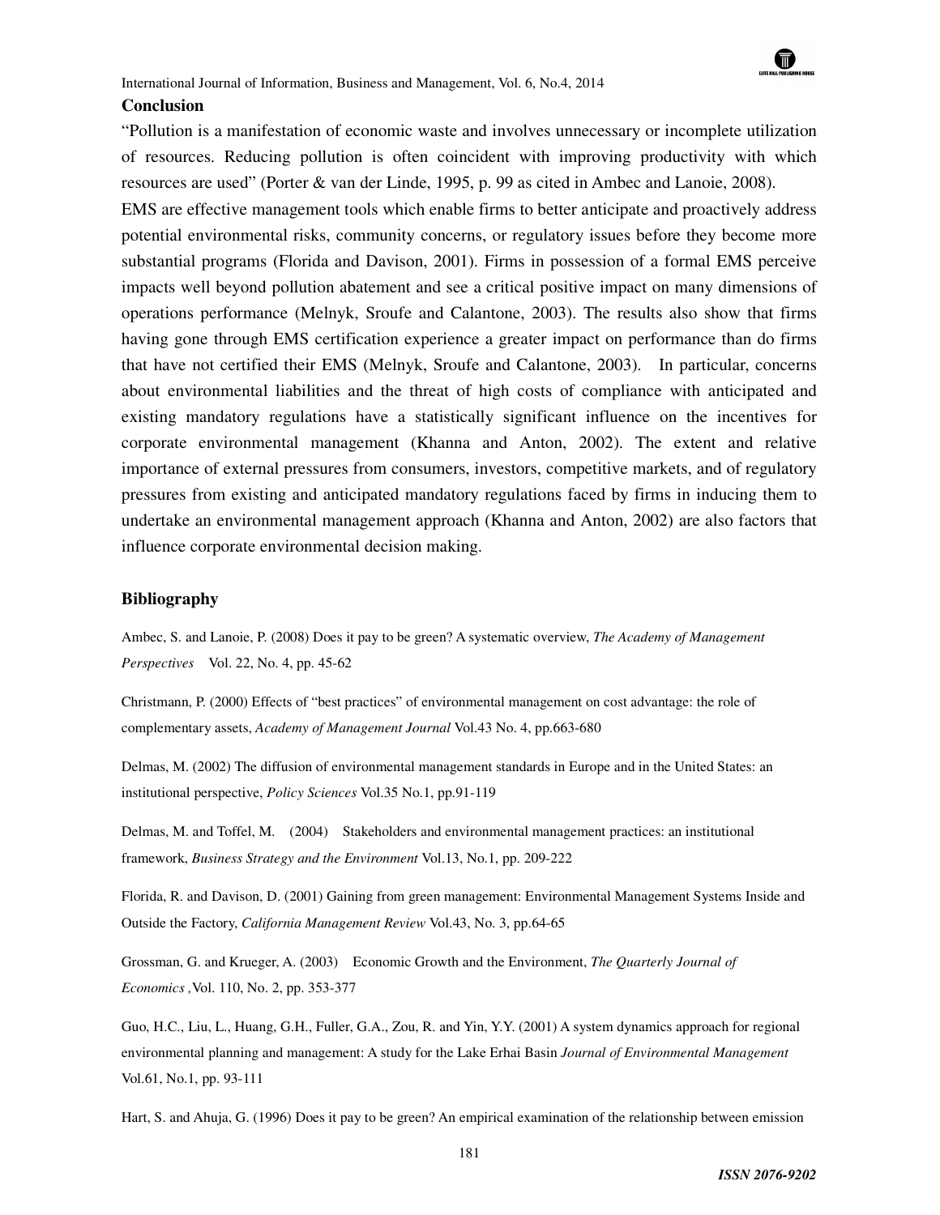## Conclusion

"Pollution is a manifestation of economic waste and involves unnecessary or incomplete utilization of resources. Reducing pollution is often coincident with improving productivity with which resources are used" (Porter & van der Linde, 1995, p. 99 as cited in Ambec and Lanoie, 2008).

EMS are effective management tools which enable firms to better anticipate and proactively address potential environmental risks, community concerns, or regulatory issues before they become more substantial programs (Florida and Davison, 2001). Firms in possession of a formal EMS perceive impacts well beyond pollution abatement and see a critical positive impact on many dimensions of operations performance (Melnyk, Sroufe and Calantone, 2003). The results also show that firms having gone through EMS certification experience a greater impact on performance than do firms that have not certified their EMS (Melnyk, Sroufe and Calantone, 2003). In particular, concerns about environmental liabilities and the threat of high costs of compliance with anticipated and existing mandatory regulations have a statistically significant influence on the incentives for corporate environmental management (Khanna and Anton, 2002). The extent and relative importance of external pressures from consumers, investors, competitive markets, and of regulatory pressures from existing and anticipated mandatory regulations faced by firms in inducing them to undertake an environmental management approach (Khanna and Anton, 2002) are also factors that influence corporate environmental decision making.

## Bibliography

Ambec, S. and Lanoie, P. (2008) Does it pay to be green? A systematic overview, *The Academy of Management Perspectives* Vol. 22, No. 4, pp. 45-62

Christmann, P. (2000) Effects of "best practices" of environmental management on cost advantage: the role of complementary assets, *Academy of Management Journal* Vol.43 No. 4, pp.663-680

Delmas, M. (2002) The diffusion of environmental management standards in Europe and in the United States: an institutional perspective, *Policy Sciences* Vol.35 No.1, pp.91-119

Delmas, M. and Toffel, M. (2004) Stakeholders and environmental management practices: an institutional framework, *Business Strategy and the Environment* Vol.13, No.1, pp. 209-222

Florida, R. and Davison, D. (2001) Gaining from green management: Environmental Management Systems Inside and Outside the Factory, *California Management Review* Vol.43, No. 3, pp.64-65

Grossman, G. and Krueger, A. (2003) Economic Growth and the Environment, *The Quarterly Journal of Economics* ,Vol. 110, No. 2, pp. 353-377

Guo, H.C., Liu, L., Huang, G.H., Fuller, G.A., Zou, R. and Yin, Y.Y. (2001) A system dynamics approach for regional environmental planning and management: A study for the Lake Erhai Basin *Journal of Environmental Management* Vol.61, No.1, pp. 93-111

Hart, S. and Ahuja, G. (1996) Does it pay to be green? An empirical examination of the relationship between emission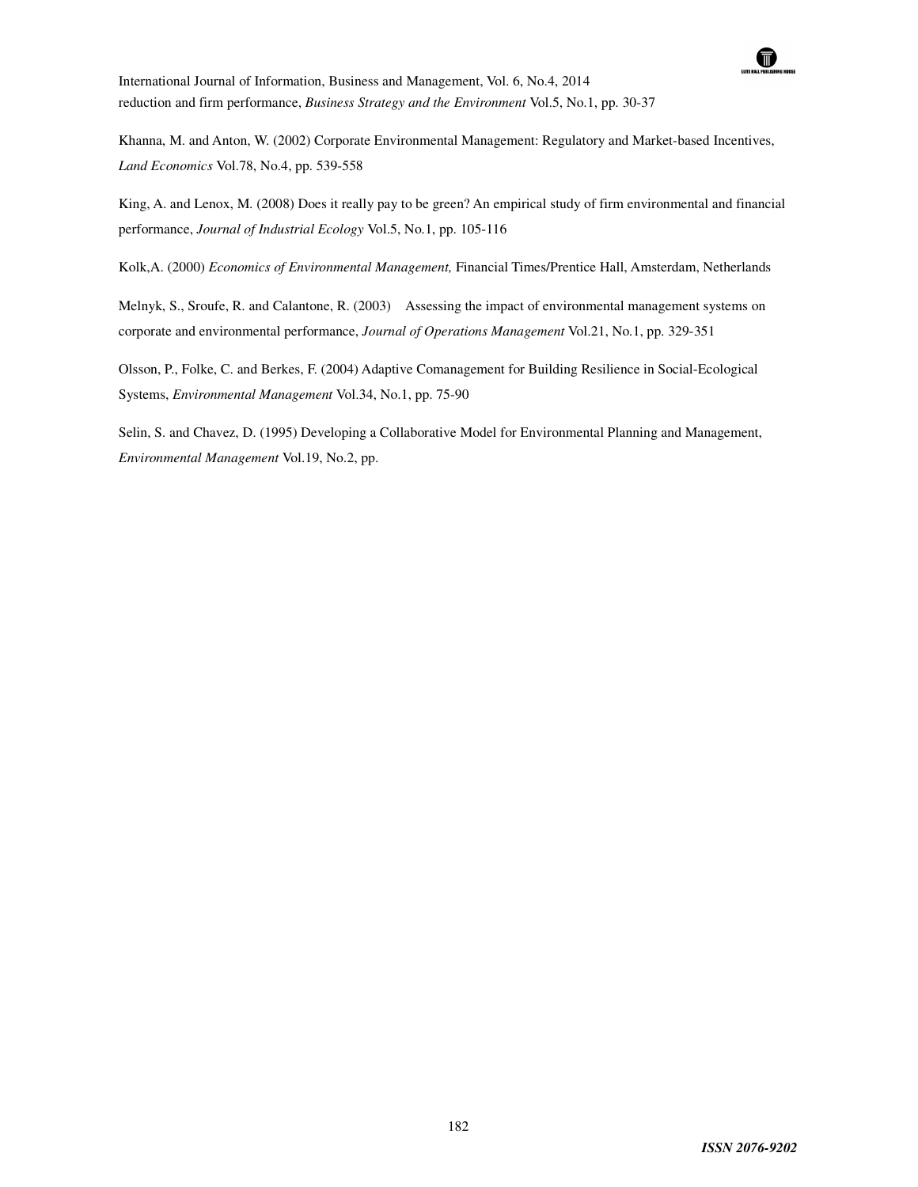reduction and firm performance, *Business Strategy and the Environment* Vol.5, No.1, pp. 30-37

Khanna, M. and Anton, W. (2002) Corporate Environmental Management: Regulatory and Market-based Incentives, *Land Economics* Vol.78, No.4, pp. 539-558

King, A. and Lenox, M. (2008) Does it really pay to be green? An empirical study of firm environmental and financial performance, *Journal of Industrial Ecology* Vol.5, No.1, pp. 105-116

Kolk,A. (2000) *Economics of Environmental Management,* Financial Times/Prentice Hall, Amsterdam, Netherlands

Melnyk, S., Sroufe, R. and Calantone, R. (2003) Assessing the impact of environmental management systems on corporate and environmental performance, *Journal of Operations Management* Vol.21, No.1, pp. 329-351

Olsson, P., Folke, C. and Berkes, F. (2004) Adaptive Comanagement for Building Resilience in Social-Ecological Systems, *Environmental Management* Vol.34, No.1, pp. 75-90

Selin, S. and Chavez, D. (1995) Developing a Collaborative Model for Environmental Planning and Management, *Environmental Management* Vol.19, No.2, pp.